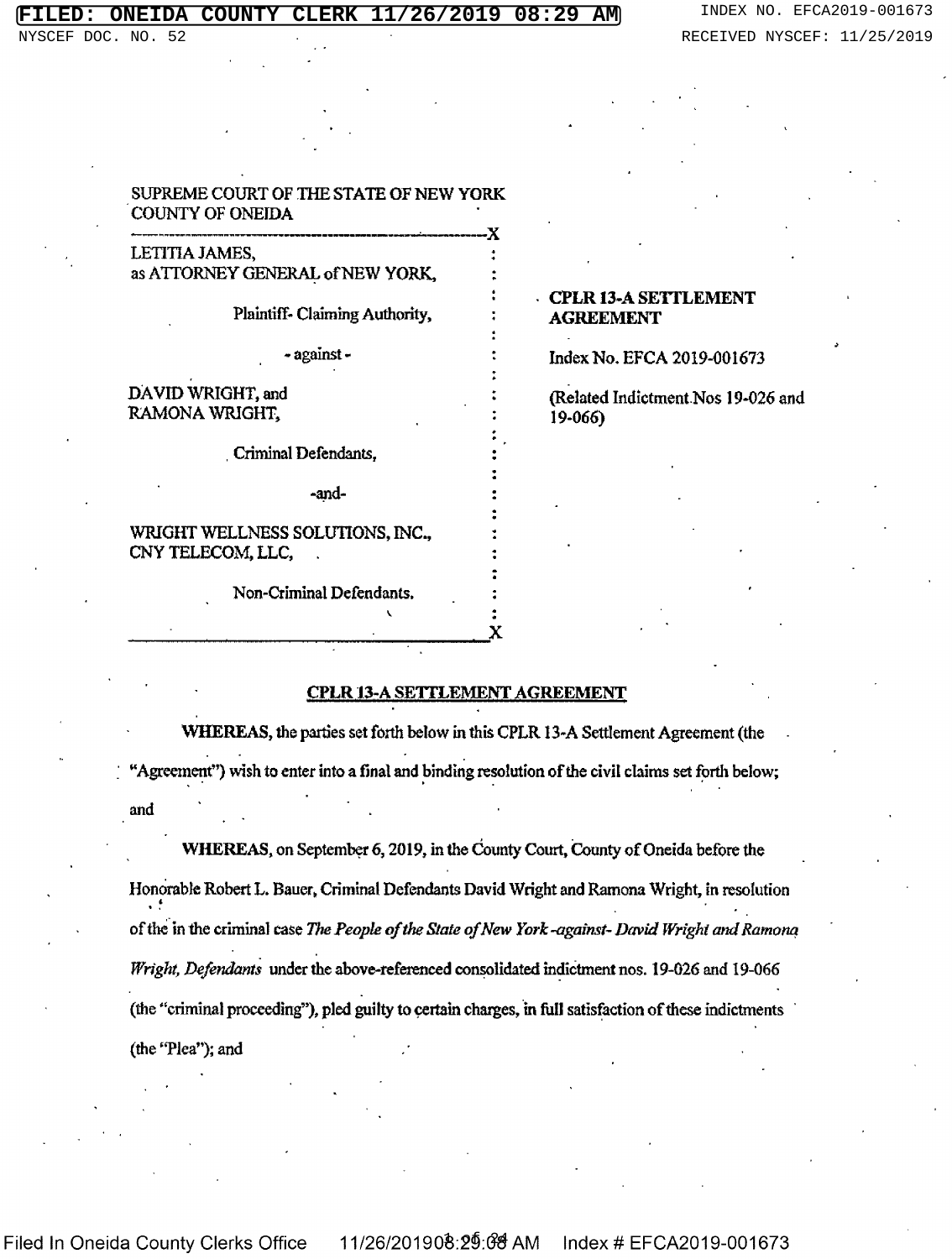SUPREME COURT OF THE STATE OF NEW YORK
COUNTY OF ONEIDA

| | | |
|---|---|---|
| LETITIA JAMES, as ATTORNEY GENERAL of NEW YORK, Plaintiff- Claiming Authority, - against - DAVID WRIGHT, and RAMONA WRIGHT, Criminal Defendants, -and- WRIGHT WELLNESS SOLUTIONS, INC., CNY TELECOM, LLC, Non-Criminal Defendants. | : | **CPLR 13-A SETTLEMENT AGREEMENT** Index No. EFCA 2019-001673 (Related Indictment Nos 19-026 and 19-066) |

## CPLR 13-A SETTLEMENT AGREEMENT

**WHEREAS,** the parties set forth below in this CPLR 13-A Settlement Agreement (the "Agreement") wish to enter into a final and binding resolution of the civil claims set forth below; and

**WHEREAS,** on September 6, 2019, in the County Court, County of Oneida before the Honorable Robert L. Bauer, Criminal Defendants David Wright and Ramona Wright, in resolution of the in the criminal case *The People of the State of New York -against- David Wright and Ramona Wright, Defendants* under the above-referenced consolidated indictment nos. 19-026 and 19-066 (the "criminal proceeding"), pled guilty to certain charges, in full satisfaction of these indictments (the "Plea"); and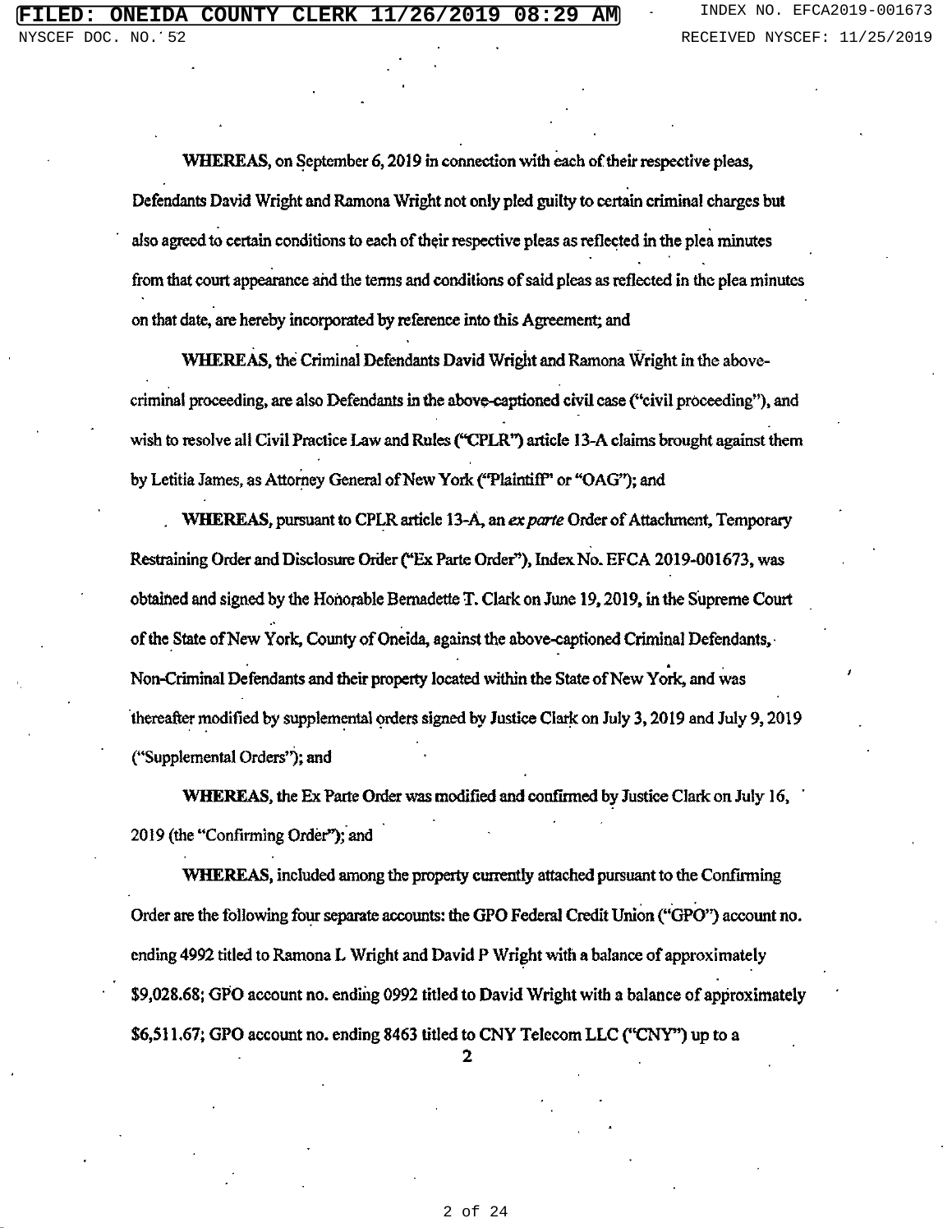**WHEREAS,** on September 6, 2019 in connection with each of their respective pleas, Defendants David Wright and Ramona Wright not only pled guilty to certain criminal charges but also agreed to certain conditions to each of their respective pleas as reflected in the plea minutes from that court appearance and the terms and conditions of said pleas as reflected in the plea minutes on that date, are hereby incorporated by reference into this Agreement; and

**WHEREAS,** the Criminal Defendants David Wright and Ramona Wright in the above-criminal proceeding, are also Defendants in the above-captioned civil case ("civil proceeding"), and wish to resolve all Civil Practice Law and Rules ("CPLR") article 13-A claims brought against them by Letitia James, as Attorney General of New York ("Plaintiff" or "OAG"); and

**WHEREAS,** pursuant to CPLR article 13-A, an *ex parte* Order of Attachment, Temporary Restraining Order and Disclosure Order ("Ex Parte Order"), Index No. EFCA 2019-001673, was obtained and signed by the Honorable Bernadette T. Clark on June 19, 2019, in the Supreme Court of the State of New York, County of Oneida, against the above-captioned Criminal Defendants, Non-Criminal Defendants and their property located within the State of New York, and was thereafter modified by supplemental orders signed by Justice Clark on July 3, 2019 and July 9, 2019 ("Supplemental Orders"); and

**WHEREAS,** the Ex Parte Order was modified and confirmed by Justice Clark on July 16, 2019 (the "Confirming Order"); and

**WHEREAS,** included among the property currently attached pursuant to the Confirming Order are the following four separate accounts: the GPO Federal Credit Union ("GPO") account no. ending 4992 titled to Ramona L Wright and David P Wright with a balance of approximately $9,028.68; GPO account no. ending 0992 titled to David Wright with a balance of approximately $6,511.67; GPO account no. ending 8463 titled to CNY Telecom LLC ("CNY") up to a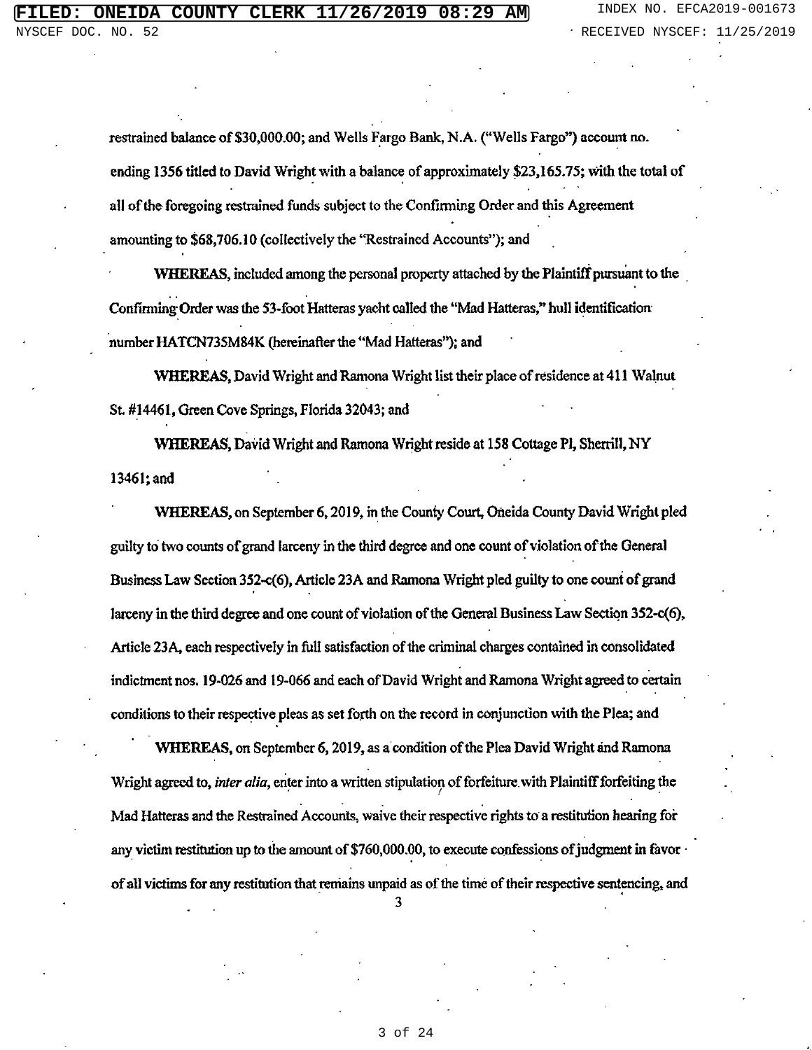restrained balance of $30,000.00; and Wells Fargo Bank, N.A. ("Wells Fargo") account no. ending 1356 titled to David Wright with a balance of approximately $23,165.75; with the total of all of the foregoing restrained funds subject to the Confirming Order and this Agreement amounting to $68,706.10 (collectively the "Restrained Accounts"); and

**WHEREAS**, included among the personal property attached by the Plaintiff pursuant to the Confirming Order was the 53-foot Hatteras yacht called the "Mad Hatteras," hull identification number HATCN735M84K (hereinafter the "Mad Hatteras"); and

**WHEREAS**, David Wright and Ramona Wright list their place of residence at 411 Walnut St. #14461, Green Cove Springs, Florida 32043; and

**WHEREAS**, David Wright and Ramona Wright reside at 158 Cottage Pl, Sherrill, NY 13461; and

**WHEREAS**, on September 6, 2019, in the County Court, Oneida County David Wright pled guilty to two counts of grand larceny in the third degree and one count of violation of the General Business Law Section 352-c(6), Article 23A and Ramona Wright pled guilty to one count of grand larceny in the third degree and one count of violation of the General Business Law Section 352-c(6), Article 23A, each respectively in full satisfaction of the criminal charges contained in consolidated indictment nos. 19-026 and 19-066 and each of David Wright and Ramona Wright agreed to certain conditions to their respective pleas as set forth on the record in conjunction with the Plea; and

**WHEREAS**, on September 6, 2019, as a condition of the Plea David Wright and Ramona Wright agreed to, *inter alia*, enter into a written stipulation of forfeiture with Plaintiff forfeiting the Mad Hatteras and the Restrained Accounts, waive their respective rights to a restitution hearing for any victim restitution up to the amount of $760,000.00, to execute confessions of judgment in favor of all victims for any restitution that remains unpaid as of the time of their respective sentencing, and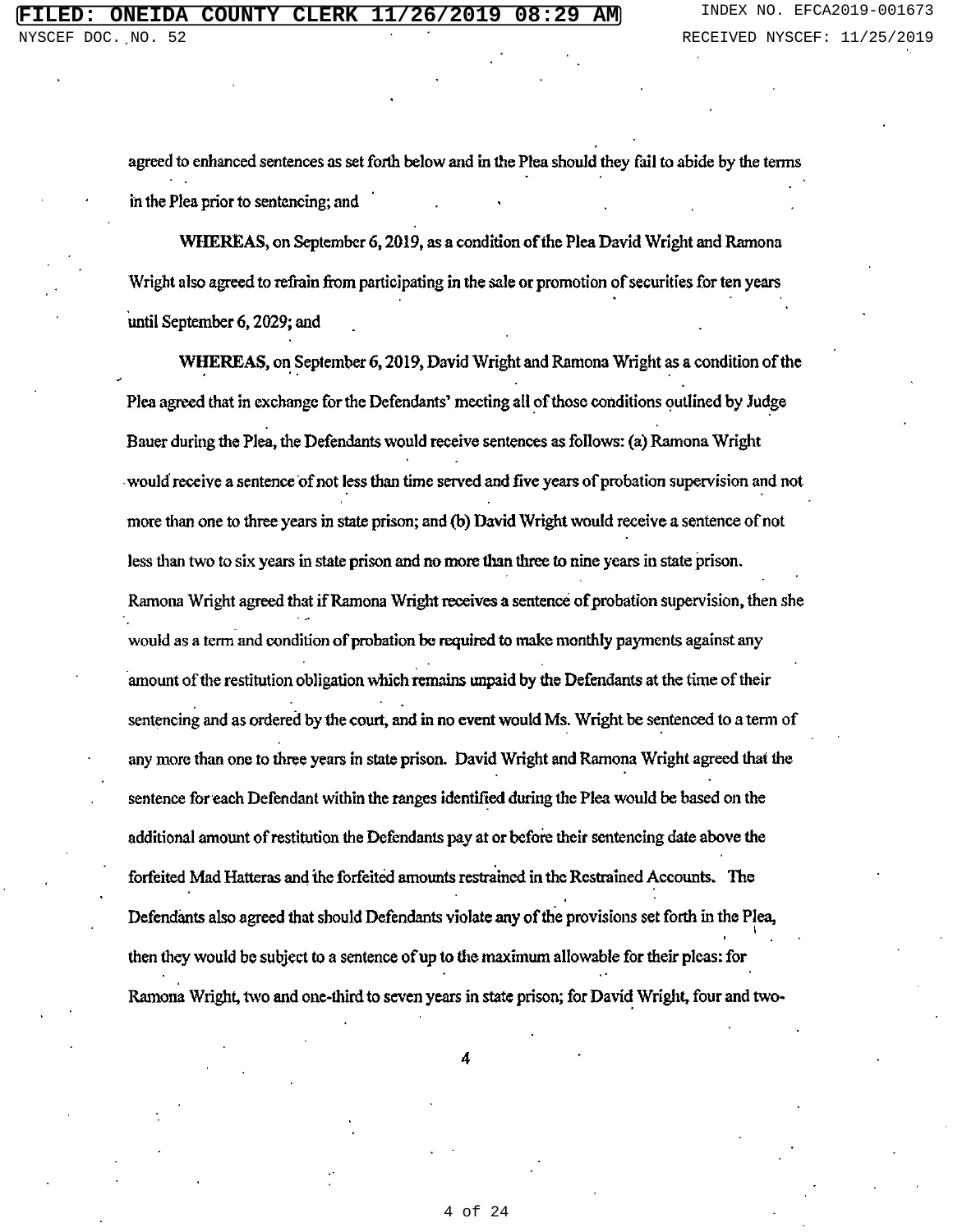agreed to enhanced sentences as set forth below and in the Plea should they fail to abide by the terms in the Plea prior to sentencing; and

**WHEREAS,** on September 6, 2019, as a condition of the Plea David Wright and Ramona Wright also agreed to refrain from participating in the sale or promotion of securities for ten years until September 6, 2029; and

**WHEREAS,** on September 6, 2019, David Wright and Ramona Wright as a condition of the Plea agreed that in exchange for the Defendants' meeting all of those conditions outlined by Judge Bauer during the Plea, the Defendants would receive sentences as follows: (a) Ramona Wright would receive a sentence of not less than time served and five years of probation supervision and not more than one to three years in state prison; and (b) David Wright would receive a sentence of not less than two to six years in state prison and no more than three to nine years in state prison. Ramona Wright agreed that if Ramona Wright receives a sentence of probation supervision, then she would as a term and condition of probation be required to make monthly payments against any amount of the restitution obligation which remains unpaid by the Defendants at the time of their sentencing and as ordered by the court, and in no event would Ms. Wright be sentenced to a term of any more than one to three years in state prison. David Wright and Ramona Wright agreed that the sentence for each Defendant within the ranges identified during the Plea would be based on the additional amount of restitution the Defendants pay at or before their sentencing date above the forfeited Mad Hatteras and the forfeited amounts restrained in the Restrained Accounts. The Defendants also agreed that should Defendants violate any of the provisions set forth in the Plea, then they would be subject to a sentence of up to the maximum allowable for their pleas: for Ramona Wright, two and one-third to seven years in state prison; for David Wright, four and two-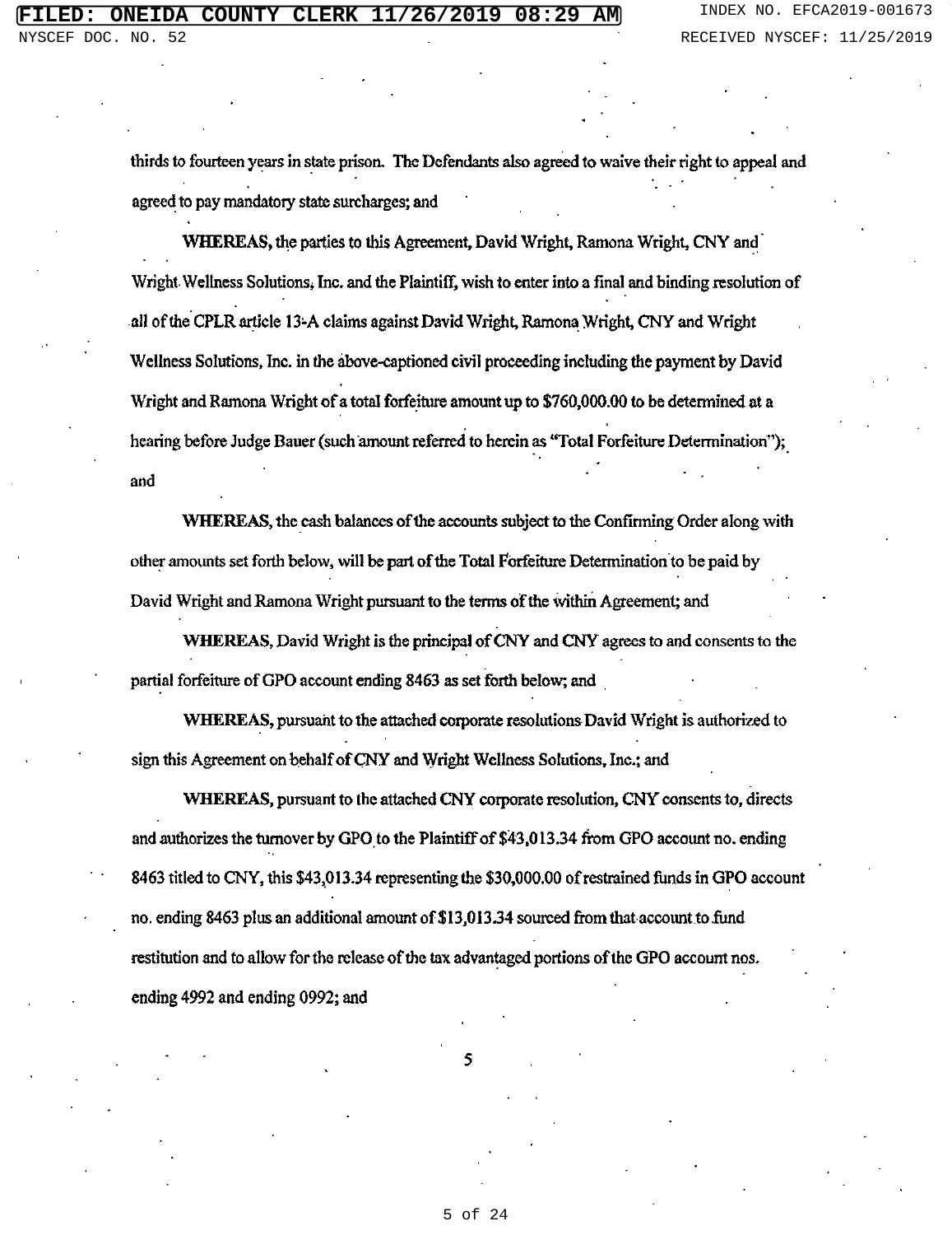thirds to fourteen years in state prison. The Defendants also agreed to waive their right to appeal and agreed to pay mandatory state surcharges; and

**WHEREAS,** the parties to this Agreement, David Wright, Ramona Wright, CNY and Wright Wellness Solutions, Inc. and the Plaintiff, wish to enter into a final and binding resolution of all of the CPLR article 13-A claims against David Wright, Ramona Wright, CNY and Wright Wellness Solutions, Inc. in the above-captioned civil proceeding including the payment by David Wright and Ramona Wright of a total forfeiture amount up to $760,000.00 to be determined at a hearing before Judge Bauer (such amount referred to herein as "Total Forfeiture Determination"); and

**WHEREAS,** the cash balances of the accounts subject to the Confirming Order along with other amounts set forth below, will be part of the Total Forfeiture Determination to be paid by David Wright and Ramona Wright pursuant to the terms of the within Agreement; and

**WHEREAS,** David Wright is the principal of CNY and CNY agrees to and consents to the partial forfeiture of GPO account ending 8463 as set forth below; and

**WHEREAS,** pursuant to the attached corporate resolutions David Wright is authorized to sign this Agreement on behalf of CNY and Wright Wellness Solutions, Inc.; and

**WHEREAS,** pursuant to the attached CNY corporate resolution, CNY consents to, directs and authorizes the turnover by GPO to the Plaintiff of $43,013.34 from GPO account no. ending 8463 titled to CNY, this $43,013.34 representing the $30,000.00 of restrained funds in GPO account no. ending 8463 plus an additional amount of $13,013.34 sourced from that account to fund restitution and to allow for the release of the tax advantaged portions of the GPO account nos. ending 4992 and ending 0992; and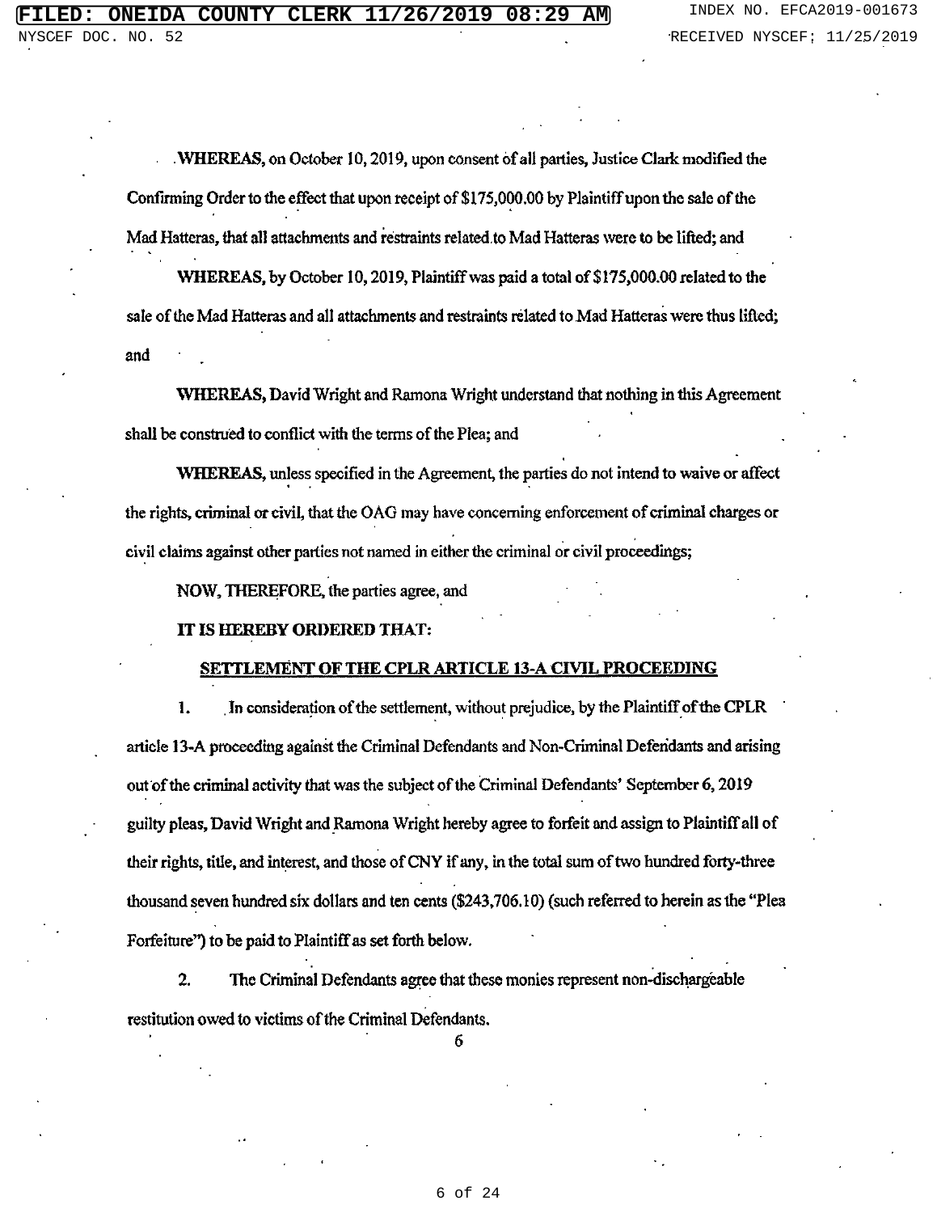**WHEREAS,** on October 10, 2019, upon consent of all parties, Justice Clark modified the Confirming Order to the effect that upon receipt of $175,000.00 by Plaintiff upon the sale of the Mad Hatteras, that all attachments and restraints related to Mad Hatteras were to be lifted; and

**WHEREAS,** by October 10, 2019, Plaintiff was paid a total of $175,000.00 related to the sale of the Mad Hatteras and all attachments and restraints related to Mad Hatteras were thus lifted; and

**WHEREAS,** David Wright and Ramona Wright understand that nothing in this Agreement shall be construed to conflict with the terms of the Plea; and

**WHEREAS,** unless specified in the Agreement, the parties do not intend to waive or affect the rights, criminal or civil, that the OAG may have concerning enforcement of criminal charges or civil claims against other parties not named in either the criminal or civil proceedings;

**NOW, THEREFORE,** the parties agree, and

**IT IS HEREBY ORDERED THAT:**

**SETTLEMENT OF THE CPLR ARTICLE 13-A CIVIL PROCEEDING**

1. In consideration of the settlement, without prejudice, by the Plaintiff of the CPLR article 13-A proceeding against the Criminal Defendants and Non-Criminal Defendants and arising out of the criminal activity that was the subject of the Criminal Defendants' September 6, 2019 guilty pleas, David Wright and Ramona Wright hereby agree to forfeit and assign to Plaintiff all of their rights, title, and interest, and those of CNY if any, in the total sum of two hundred forty-three thousand seven hundred six dollars and ten cents ($243,706.10) (such referred to herein as the "Plea Forfeiture") to be paid to Plaintiff as set forth below.

2. The Criminal Defendants agree that these monies represent non-dischargeable restitution owed to victims of the Criminal Defendants.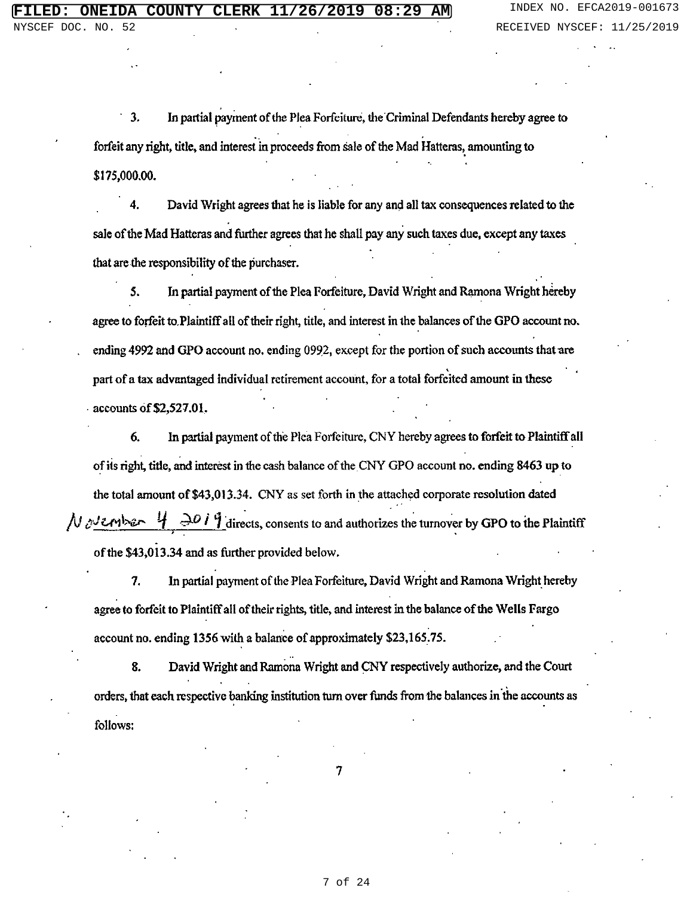3. In partial payment of the Plea Forfeiture, the Criminal Defendants hereby agree to forfeit any right, title, and interest in proceeds from sale of the Mad Hatteras, amounting to $175,000.00.

4. David Wright agrees that he is liable for any and all tax consequences related to the sale of the Mad Hatteras and further agrees that he shall pay any such taxes due, except any taxes that are the responsibility of the purchaser.

5. In partial payment of the Plea Forfeiture, David Wright and Ramona Wright hereby agree to forfeit to Plaintiff all of their right, title, and interest in the balances of the GPO account no. ending 4992 and GPO account no. ending 0992, except for the portion of such accounts that are part of a tax advantaged individual retirement account, for a total forfeited amount in these accounts of $2,527.01.

6. In partial payment of the Plea Forfeiture, CNY hereby agrees to forfeit to Plaintiff all of its right, title, and interest in the cash balance of the CNY GPO account no. ending 8463 up to the total amount of $43,013.34. CNY as set forth in the attached corporate resolution dated November 4, 2019 directs, consents to and authorizes the turnover by GPO to the Plaintiff of the $43,013.34 and as further provided below.

7. In partial payment of the Plea Forfeiture, David Wright and Ramona Wright hereby agree to forfeit to Plaintiff all of their rights, title, and interest in the balance of the Wells Fargo account no. ending 1356 with a balance of approximately $23,165.75.

8. David Wright and Ramona Wright and CNY respectively authorize, and the Court orders, that each respective banking institution turn over funds from the balances in the accounts as follows: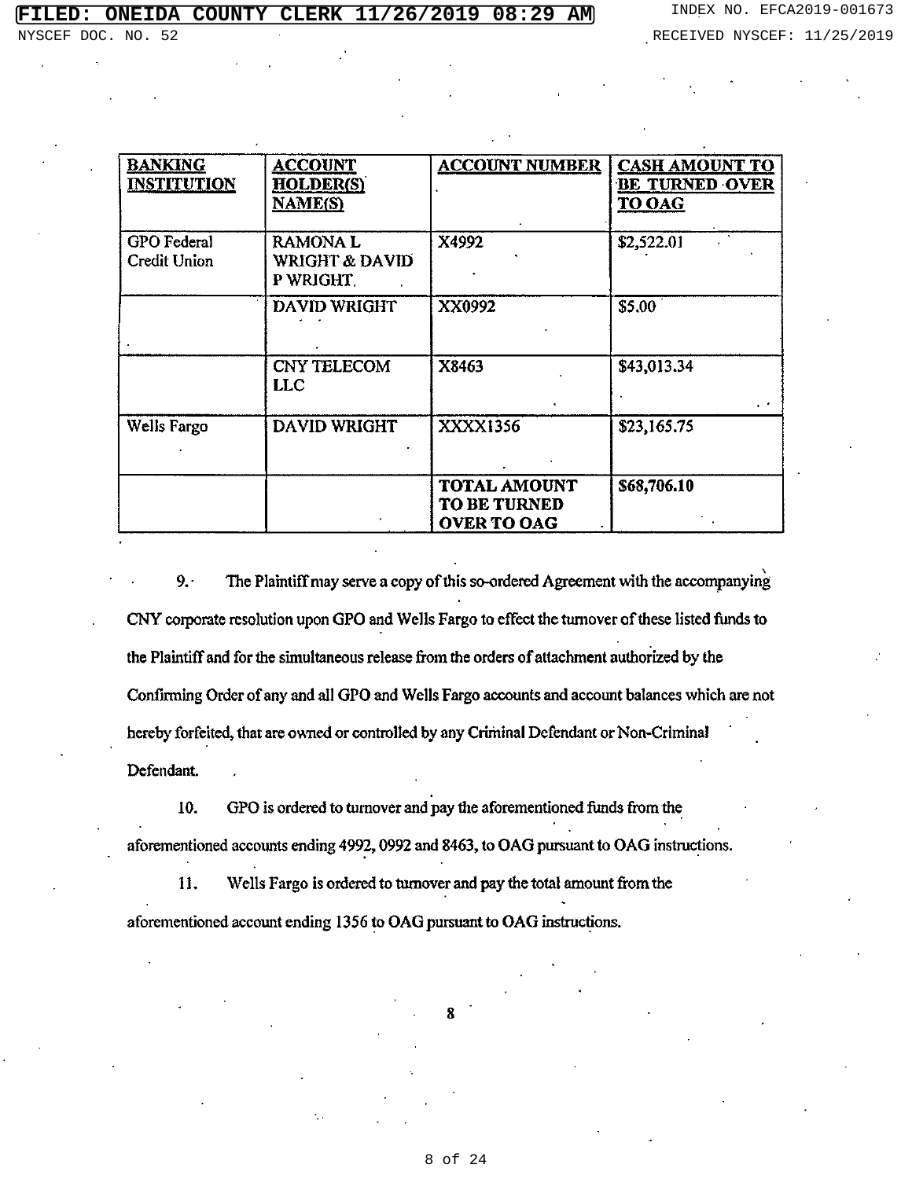| BANKING INSTITUTION | ACCOUNT HOLDER(S) NAME(S) | ACCOUNT NUMBER | CASH AMOUNT TO BE TURNED OVER TO OAG |
|---|---|---|---|
| GPO Federal Credit Union | RAMONA L WRIGHT & DAVID P WRIGHT | X4992 | $2,522.01 |
| | DAVID WRIGHT | XX0992 | $5.00 |
| | CNY TELECOM LLC | X8463 | $43,013.34 |
| Wells Fargo | DAVID WRIGHT | XXXX1356 | $23,165.75 |
| | | **TOTAL AMOUNT TO BE TURNED OVER TO OAG** | **$68,706.10** |

9. The Plaintiff may serve a copy of this so-ordered Agreement with the accompanying CNY corporate resolution upon GPO and Wells Fargo to effect the turnover of these listed funds to the Plaintiff and for the simultaneous release from the orders of attachment authorized by the Confirming Order of any and all GPO and Wells Fargo accounts and account balances which are not hereby forfeited, that are owned or controlled by any Criminal Defendant or Non-Criminal Defendant.

10. GPO is ordered to turnover and pay the aforementioned funds from the aforementioned accounts ending 4992, 0992 and 8463, to OAG pursuant to OAG instructions.

11. Wells Fargo is ordered to turnover and pay the total amount from the aforementioned account ending 1356 to OAG pursuant to OAG instructions.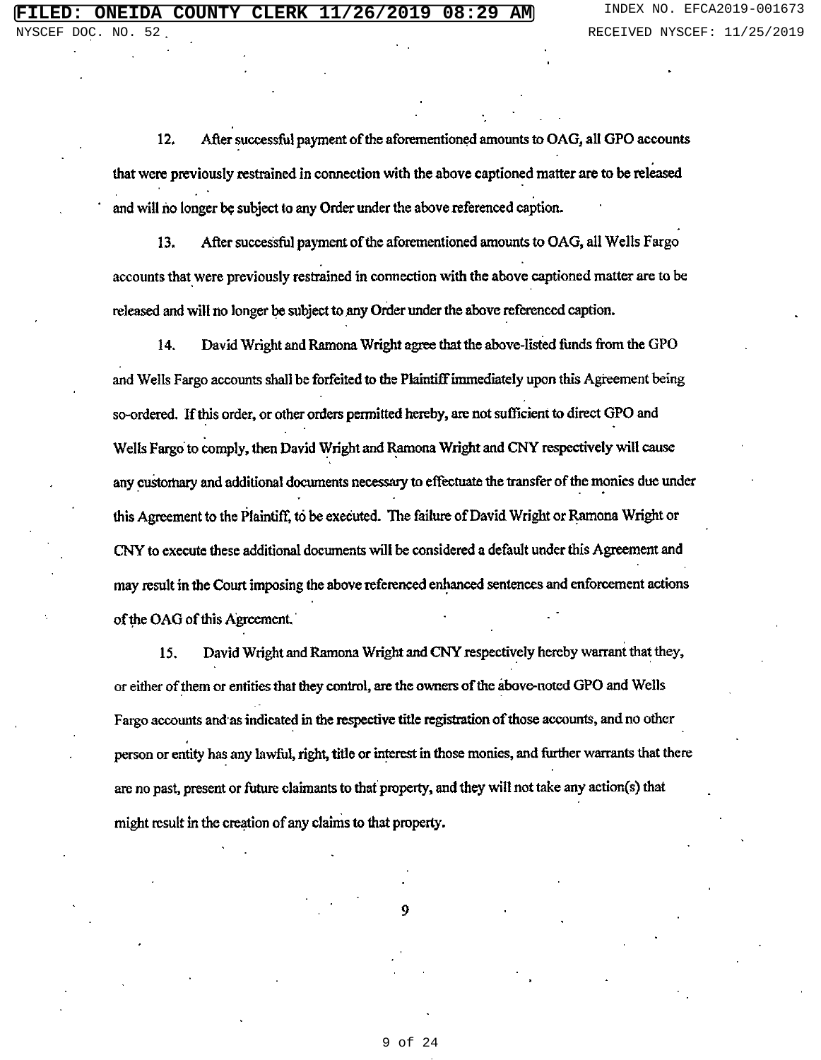12. After successful payment of the aforementioned amounts to OAG, all GPO accounts that were previously restrained in connection with the above captioned matter are to be released and will no longer be subject to any Order under the above referenced caption.

13. After successful payment of the aforementioned amounts to OAG, all Wells Fargo accounts that were previously restrained in connection with the above captioned matter are to be released and will no longer be subject to any Order under the above referenced caption.

14. David Wright and Ramona Wright agree that the above-listed funds from the GPO and Wells Fargo accounts shall be forfeited to the Plaintiff immediately upon this Agreement being so-ordered. If this order, or other orders permitted hereby, are not sufficient to direct GPO and Wells Fargo to comply, then David Wright and Ramona Wright and CNY respectively will cause any customary and additional documents necessary to effectuate the transfer of the monies due under this Agreement to the Plaintiff, to be executed. The failure of David Wright or Ramona Wright or CNY to execute these additional documents will be considered a default under this Agreement and may result in the Court imposing the above referenced enhanced sentences and enforcement actions of the OAG of this Agreement.

15. David Wright and Ramona Wright and CNY respectively hereby warrant that they, or either of them or entities that they control, are the owners of the above-noted GPO and Wells Fargo accounts and as indicated in the respective title registration of those accounts, and no other person or entity has any lawful, right, title or interest in those monies, and further warrants that there are no past, present or future claimants to that property, and they will not take any action(s) that might result in the creation of any claims to that property.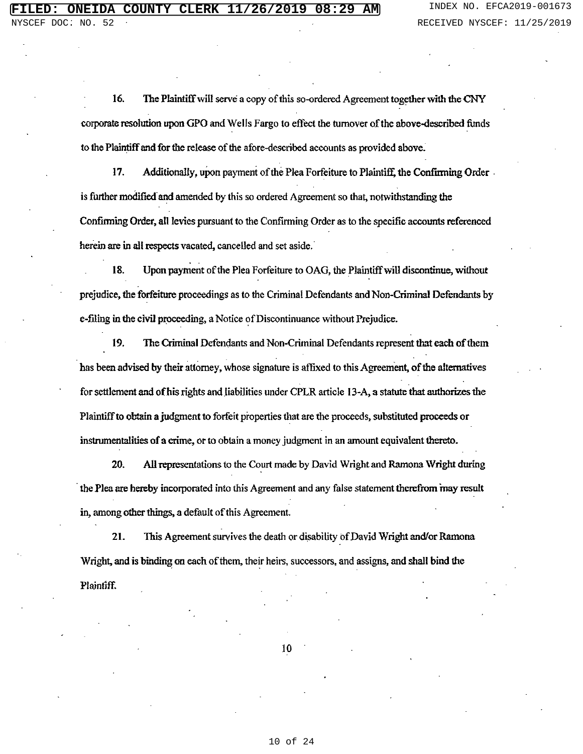16. The Plaintiff will serve a copy of this so-ordered Agreement together with the CNY corporate resolution upon GPO and Wells Fargo to effect the turnover of the above-described funds to the Plaintiff and for the release of the afore-described accounts as provided above.

17. Additionally, upon payment of the Plea Forfeiture to Plaintiff, the Confirming Order is further modified and amended by this so ordered Agreement so that, notwithstanding the Confirming Order, all levies pursuant to the Confirming Order as to the specific accounts referenced herein are in all respects vacated, cancelled and set aside.

18. Upon payment of the Plea Forfeiture to OAG, the Plaintiff will discontinue, without prejudice, the forfeiture proceedings as to the Criminal Defendants and Non-Criminal Defendants by e-filing in the civil proceeding, a Notice of Discontinuance without Prejudice.

19. The Criminal Defendants and Non-Criminal Defendants represent that each of them has been advised by their attorney, whose signature is affixed to this Agreement, of the alternatives for settlement and of his rights and liabilities under CPLR article 13-A, a statute that authorizes the Plaintiff to obtain a judgment to forfeit properties that are the proceeds, substituted proceeds or instrumentalities of a crime, or to obtain a money judgment in an amount equivalent thereto.

20. All representations to the Court made by David Wright and Ramona Wright during the Plea are hereby incorporated into this Agreement and any false statement therefrom may result in, among other things, a default of this Agreement.

21. This Agreement survives the death or disability of David Wright and/or Ramona Wright, and is binding on each of them, their heirs, successors, and assigns, and shall bind the Plaintiff.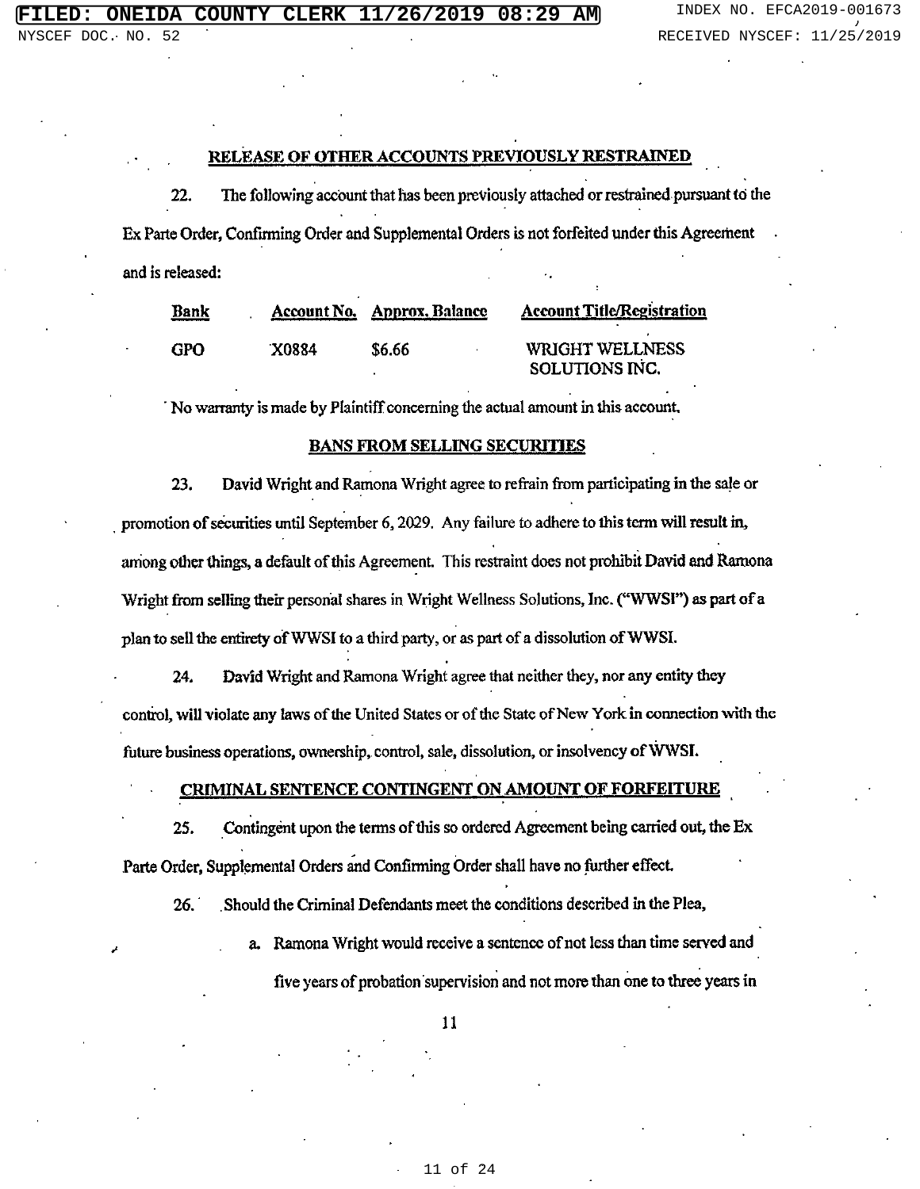## RELEASE OF OTHER ACCOUNTS PREVIOUSLY RESTRAINED

22. The following account that has been previously attached or restrained pursuant to the Ex Parte Order, Confirming Order and Supplemental Orders is not forfeited under this Agreement and is released:

| Bank | Account No. | Approx. Balance | Account Title/Registration |
|---|---|---|---|
| GPO | X0884 | $6.66 | WRIGHT WELLNESS SOLUTIONS INC. |

No warranty is made by Plaintiff concerning the actual amount in this account.

## BANS FROM SELLING SECURITIES

23. David Wright and Ramona Wright agree to refrain from participating in the sale or promotion of securities until September 6, 2029. Any failure to adhere to this term will result in, among other things, a default of this Agreement. This restraint does not prohibit David and Ramona Wright from selling their personal shares in Wright Wellness Solutions, Inc. ("WWSI") as part of a plan to sell the entirety of WWSI to a third party, or as part of a dissolution of WWSI.

24. David Wright and Ramona Wright agree that neither they, nor any entity they control, will violate any laws of the United States or of the State of New York in connection with the future business operations, ownership, control, sale, dissolution, or insolvency of WWSI.

## CRIMINAL SENTENCE CONTINGENT ON AMOUNT OF FORFEITURE

25. Contingent upon the terms of this so ordered Agreement being carried out, the Ex Parte Order, Supplemental Orders and Confirming Order shall have no further effect.

26. Should the Criminal Defendants meet the conditions described in the Plea,

a. Ramona Wright would receive a sentence of not less than time served and five years of probation supervision and not more than one to three years in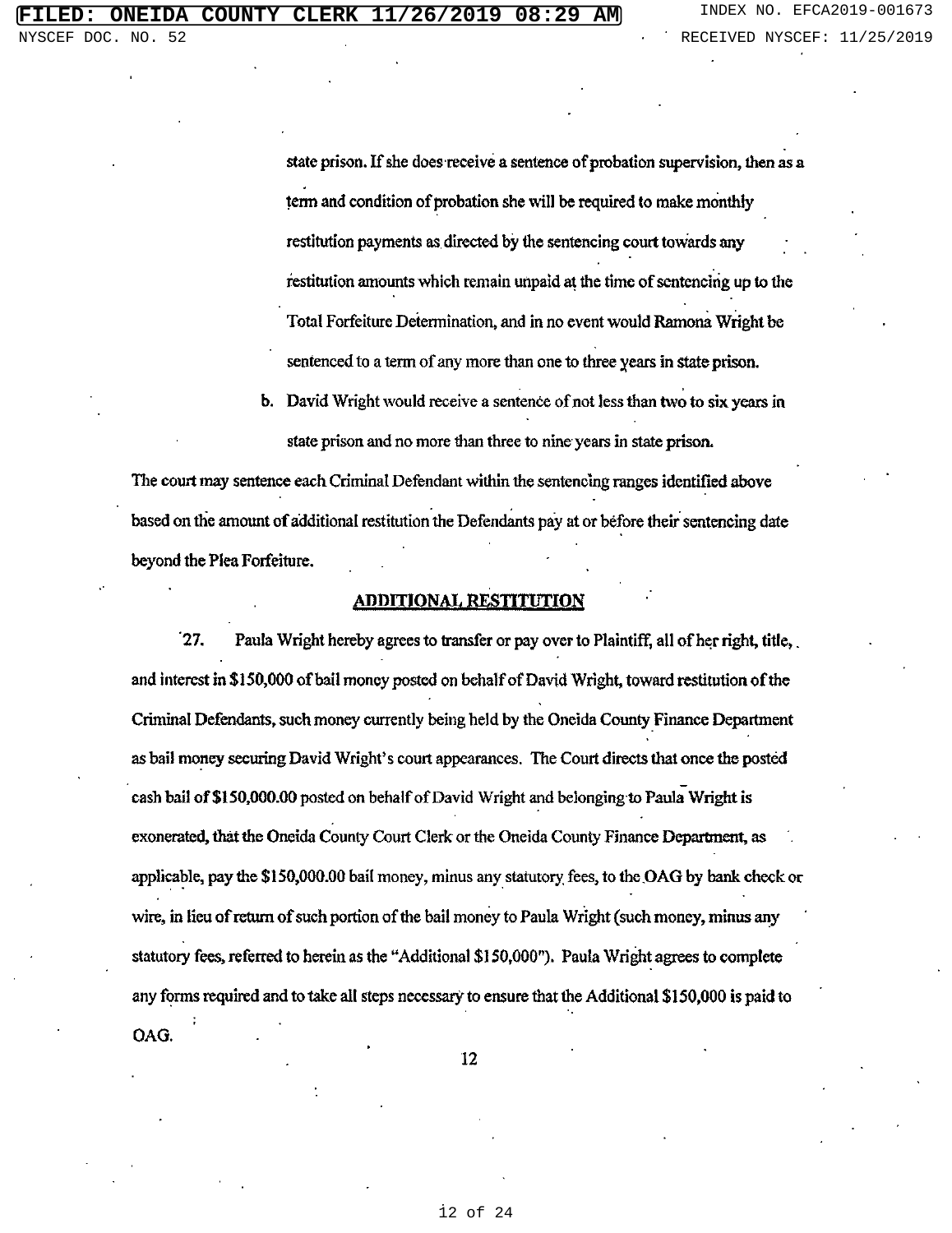state prison. If she does receive a sentence of probation supervision, then as a term and condition of probation she will be required to make monthly restitution payments as directed by the sentencing court towards any restitution amounts which remain unpaid at the time of sentencing up to the Total Forfeiture Determination, and in no event would Ramona Wright be sentenced to a term of any more than one to three years in state prison.

b. David Wright would receive a sentence of not less than two to six years in state prison and no more than three to nine years in state prison.

The court may sentence each Criminal Defendant within the sentencing ranges identified above based on the amount of additional restitution the Defendants pay at or before their sentencing date beyond the Plea Forfeiture.

**ADDITIONAL RESTITUTION**

27. Paula Wright hereby agrees to transfer or pay over to Plaintiff, all of her right, title, and interest in $150,000 of bail money posted on behalf of David Wright, toward restitution of the Criminal Defendants, such money currently being held by the Oneida County Finance Department as bail money securing David Wright's court appearances. The Court directs that once the posted cash bail of $150,000.00 posted on behalf of David Wright and belonging to Paula Wright is exonerated, that the Oneida County Court Clerk or the Oneida County Finance Department, as applicable, pay the $150,000.00 bail money, minus any statutory fees, to the OAG by bank check or wire, in lieu of return of such portion of the bail money to Paula Wright (such money, minus any statutory fees, referred to herein as the "Additional $150,000"). Paula Wright agrees to complete any forms required and to take all steps necessary to ensure that the Additional $150,000 is paid to OAG.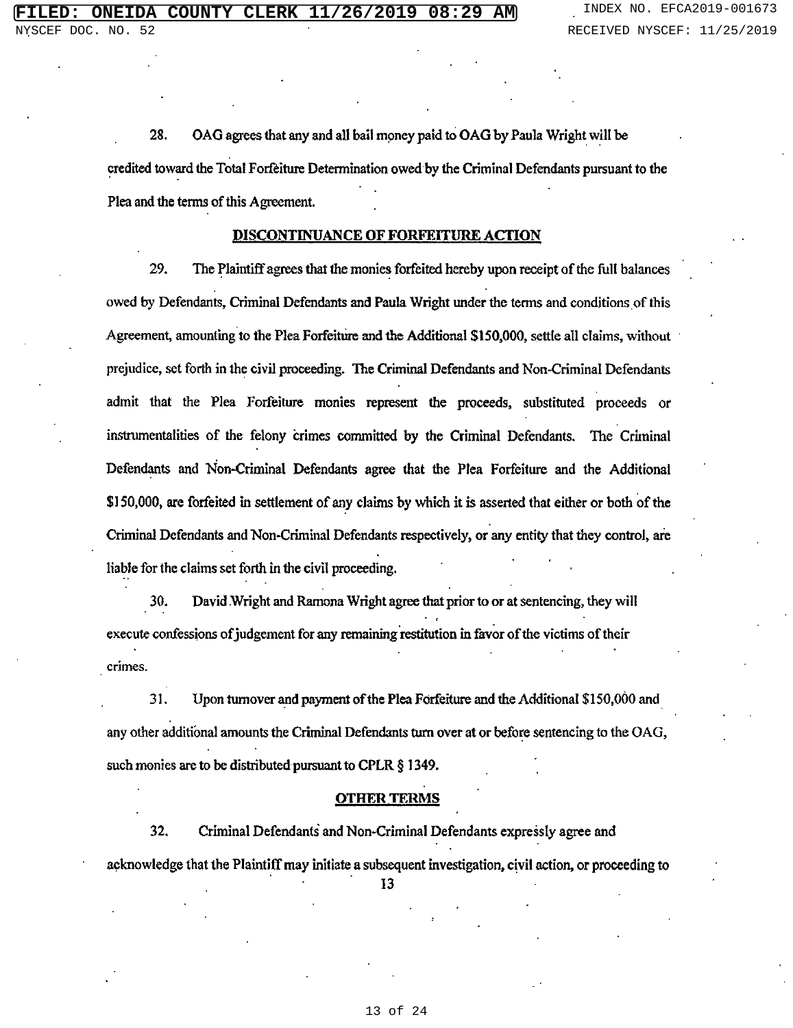28. OAG agrees that any and all bail money paid to OAG by Paula Wright will be credited toward the Total Forfeiture Determination owed by the Criminal Defendants pursuant to the Plea and the terms of this Agreement.

**DISCONTINUANCE OF FORFEITURE ACTION**

29. The Plaintiff agrees that the monies forfeited hereby upon receipt of the full balances owed by Defendants, Criminal Defendants and Paula Wright under the terms and conditions of this Agreement, amounting to the Plea Forfeiture and the Additional $150,000, settle all claims, without prejudice, set forth in the civil proceeding. The Criminal Defendants and Non-Criminal Defendants admit that the Plea Forfeiture monies represent the proceeds, substituted proceeds or instrumentalities of the felony crimes committed by the Criminal Defendants. The Criminal Defendants and Non-Criminal Defendants agree that the Plea Forfeiture and the Additional $150,000, are forfeited in settlement of any claims by which it is asserted that either or both of the Criminal Defendants and Non-Criminal Defendants respectively, or any entity that they control, are liable for the claims set forth in the civil proceeding.

30. David Wright and Ramona Wright agree that prior to or at sentencing, they will execute confessions of judgement for any remaining restitution in favor of the victims of their crimes.

31. Upon turnover and payment of the Plea Forfeiture and the Additional $150,000 and any other additional amounts the Criminal Defendants turn over at or before sentencing to the OAG, such monies are to be distributed pursuant to CPLR § 1349.

**OTHER TERMS**

32. Criminal Defendants and Non-Criminal Defendants expressly agree and acknowledge that the Plaintiff may initiate a subsequent investigation, civil action, or proceeding to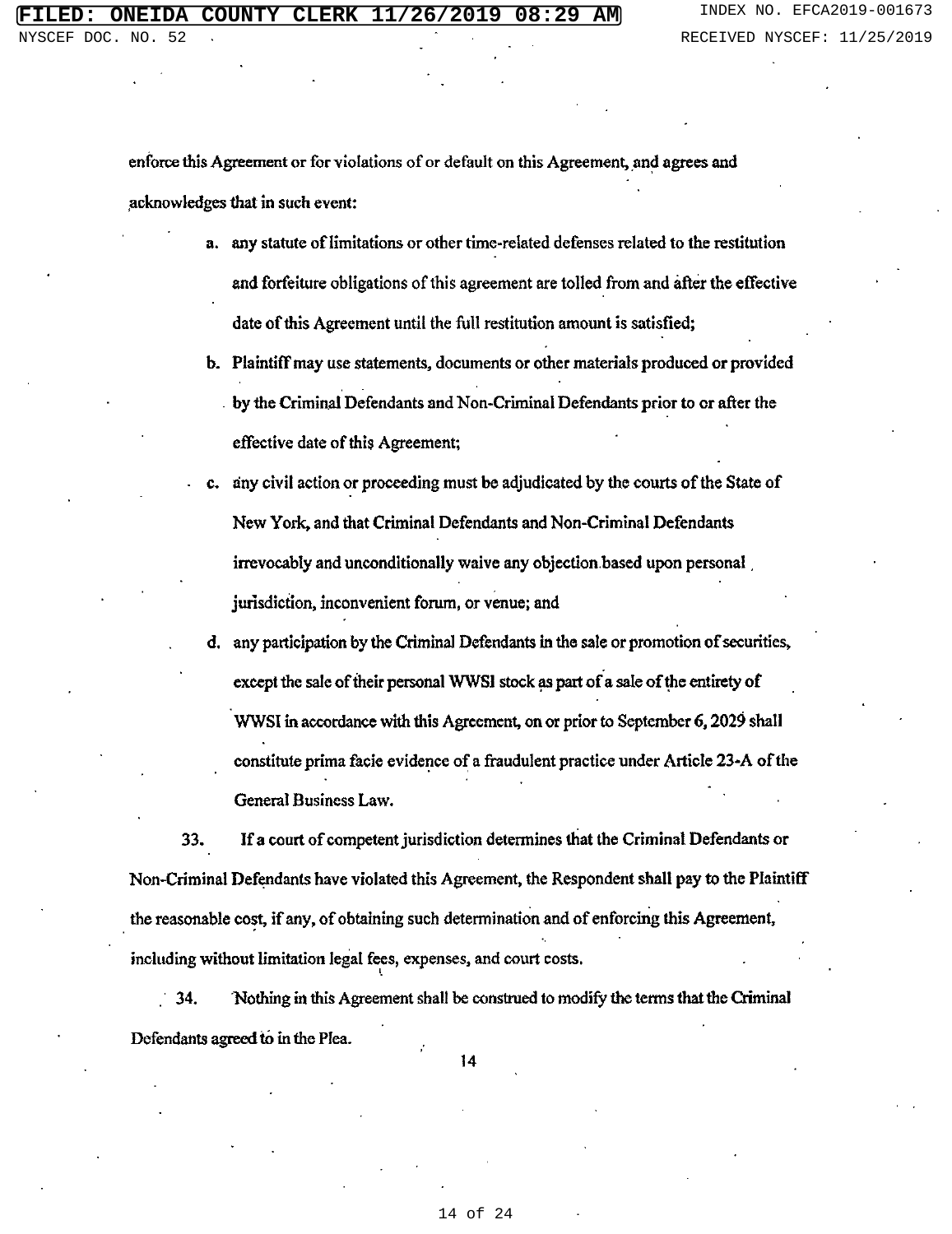enforce this Agreement or for violations of or default on this Agreement, and agrees and acknowledges that in such event:

a. any statute of limitations or other time-related defenses related to the restitution and forfeiture obligations of this agreement are tolled from and after the effective date of this Agreement until the full restitution amount is satisfied;

b. Plaintiff may use statements, documents or other materials produced or provided by the Criminal Defendants and Non-Criminal Defendants prior to or after the effective date of this Agreement;

c. any civil action or proceeding must be adjudicated by the courts of the State of New York, and that Criminal Defendants and Non-Criminal Defendants irrevocably and unconditionally waive any objection based upon personal jurisdiction, inconvenient forum, or venue; and

d. any participation by the Criminal Defendants in the sale or promotion of securities, except the sale of their personal WWSI stock as part of a sale of the entirety of WWSI in accordance with this Agreement, on or prior to September 6, 2029 shall constitute prima facie evidence of a fraudulent practice under Article 23-A of the General Business Law.

33. If a court of competent jurisdiction determines that the Criminal Defendants or Non-Criminal Defendants have violated this Agreement, the Respondent shall pay to the Plaintiff the reasonable cost, if any, of obtaining such determination and of enforcing this Agreement, including without limitation legal fees, expenses, and court costs.

34. Nothing in this Agreement shall be construed to modify the terms that the Criminal Defendants agreed to in the Plea.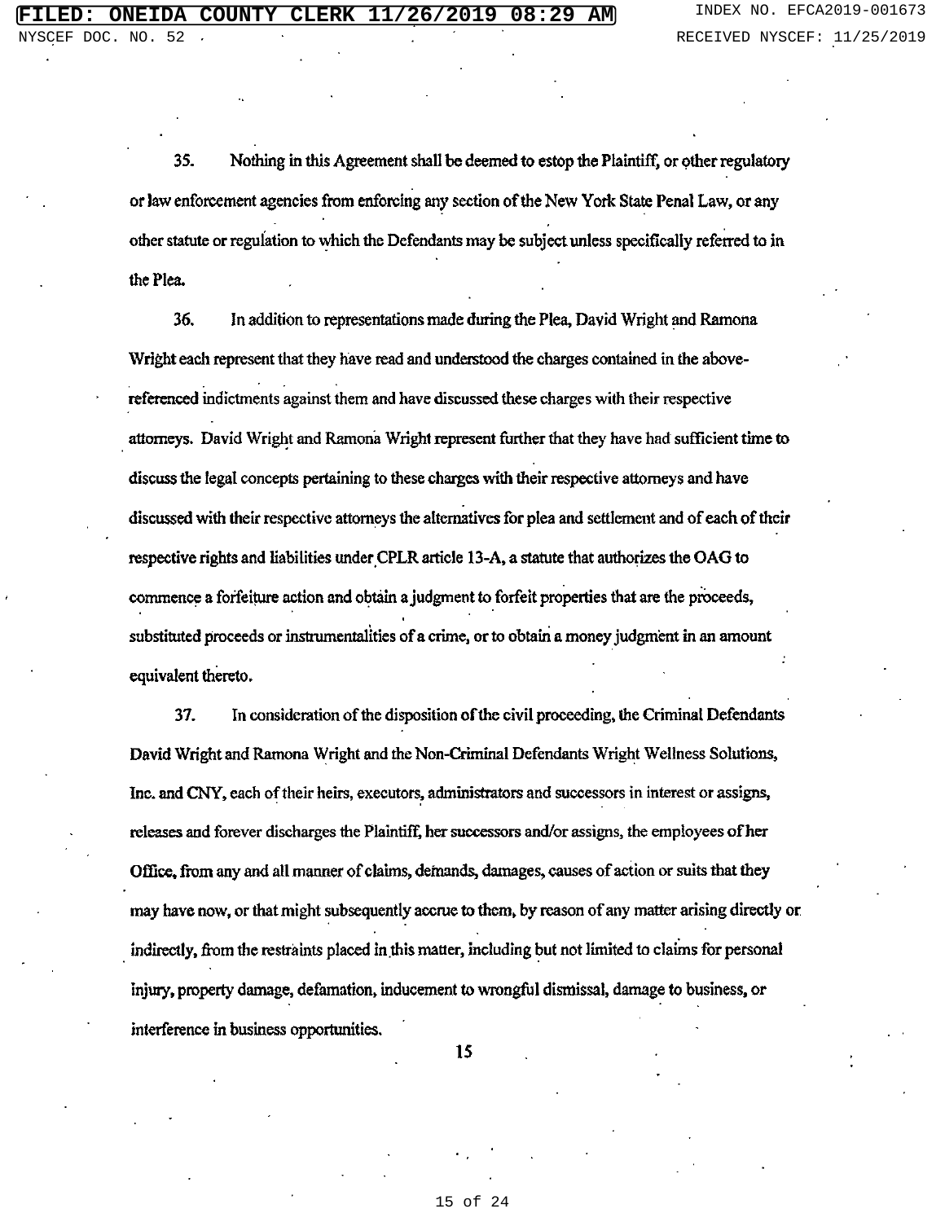35. Nothing in this Agreement shall be deemed to estop the Plaintiff, or other regulatory or law enforcement agencies from enforcing any section of the New York State Penal Law, or any other statute or regulation to which the Defendants may be subject unless specifically referred to in the Plea.

36. In addition to representations made during the Plea, David Wright and Ramona Wright each represent that they have read and understood the charges contained in the above-referenced indictments against them and have discussed these charges with their respective attorneys. David Wright and Ramona Wright represent further that they have had sufficient time to discuss the legal concepts pertaining to these charges with their respective attorneys and have discussed with their respective attorneys the alternatives for plea and settlement and of each of their respective rights and liabilities under CPLR article 13-A, a statute that authorizes the OAG to commence a forfeiture action and obtain a judgment to forfeit properties that are the proceeds, substituted proceeds or instrumentalities of a crime, or to obtain a money judgment in an amount equivalent thereto.

37. In consideration of the disposition of the civil proceeding, the Criminal Defendants David Wright and Ramona Wright and the Non-Criminal Defendants Wright Wellness Solutions, Inc. and CNY, each of their heirs, executors, administrators and successors in interest or assigns, releases and forever discharges the Plaintiff, her successors and/or assigns, the employees of her Office, from any and all manner of claims, demands, damages, causes of action or suits that they may have now, or that might subsequently accrue to them, by reason of any matter arising directly or indirectly, from the restraints placed in this matter, including but not limited to claims for personal injury, property damage, defamation, inducement to wrongful dismissal, damage to business, or interference in business opportunities.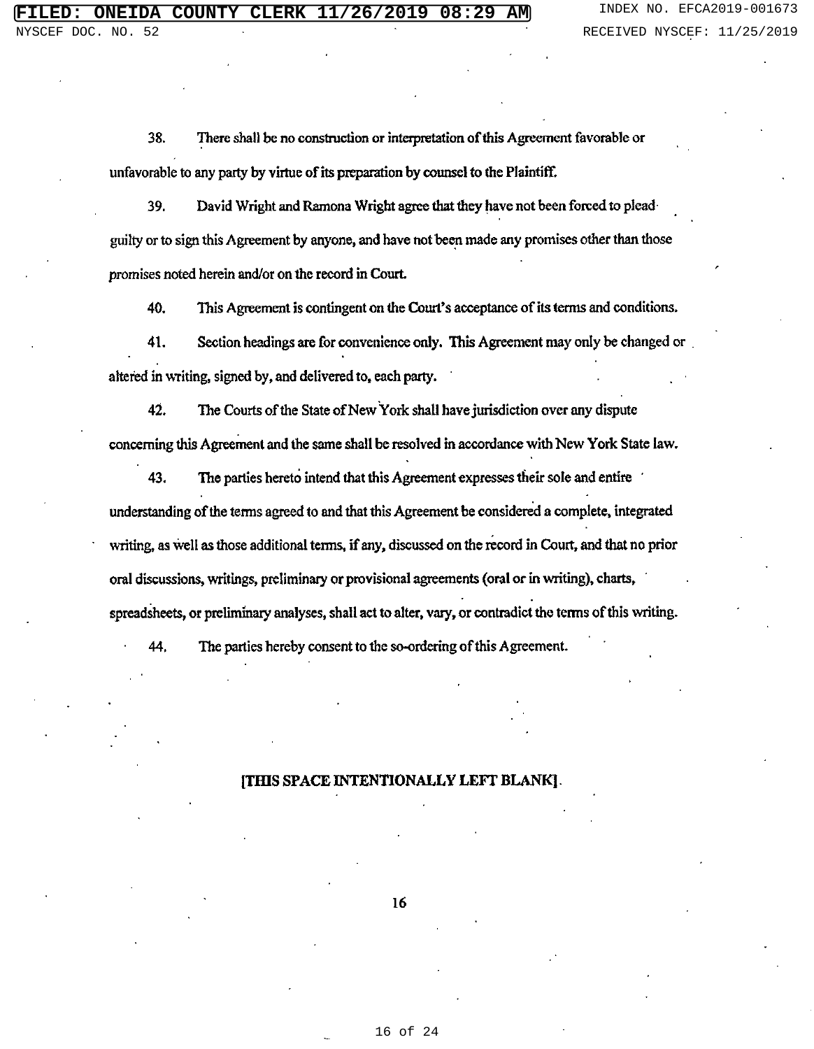38. There shall be no construction or interpretation of this Agreement favorable or unfavorable to any party by virtue of its preparation by counsel to the Plaintiff.

39. David Wright and Ramona Wright agree that they have not been forced to plead guilty or to sign this Agreement by anyone, and have not been made any promises other than those promises noted herein and/or on the record in Court.

40. This Agreement is contingent on the Court's acceptance of its terms and conditions.

41. Section headings are for convenience only. This Agreement may only be changed or altered in writing, signed by, and delivered to, each party.

42. The Courts of the State of New York shall have jurisdiction over any dispute concerning this Agreement and the same shall be resolved in accordance with New York State law.

43. The parties hereto intend that this Agreement expresses their sole and entire understanding of the terms agreed to and that this Agreement be considered a complete, integrated writing, as well as those additional terms, if any, discussed on the record in Court, and that no prior oral discussions, writings, preliminary or provisional agreements (oral or in writing), charts, spreadsheets, or preliminary analyses, shall act to alter, vary, or contradict the terms of this writing.

44. The parties hereby consent to the so-ordering of this Agreement.

**[THIS SPACE INTENTIONALLY LEFT BLANK]**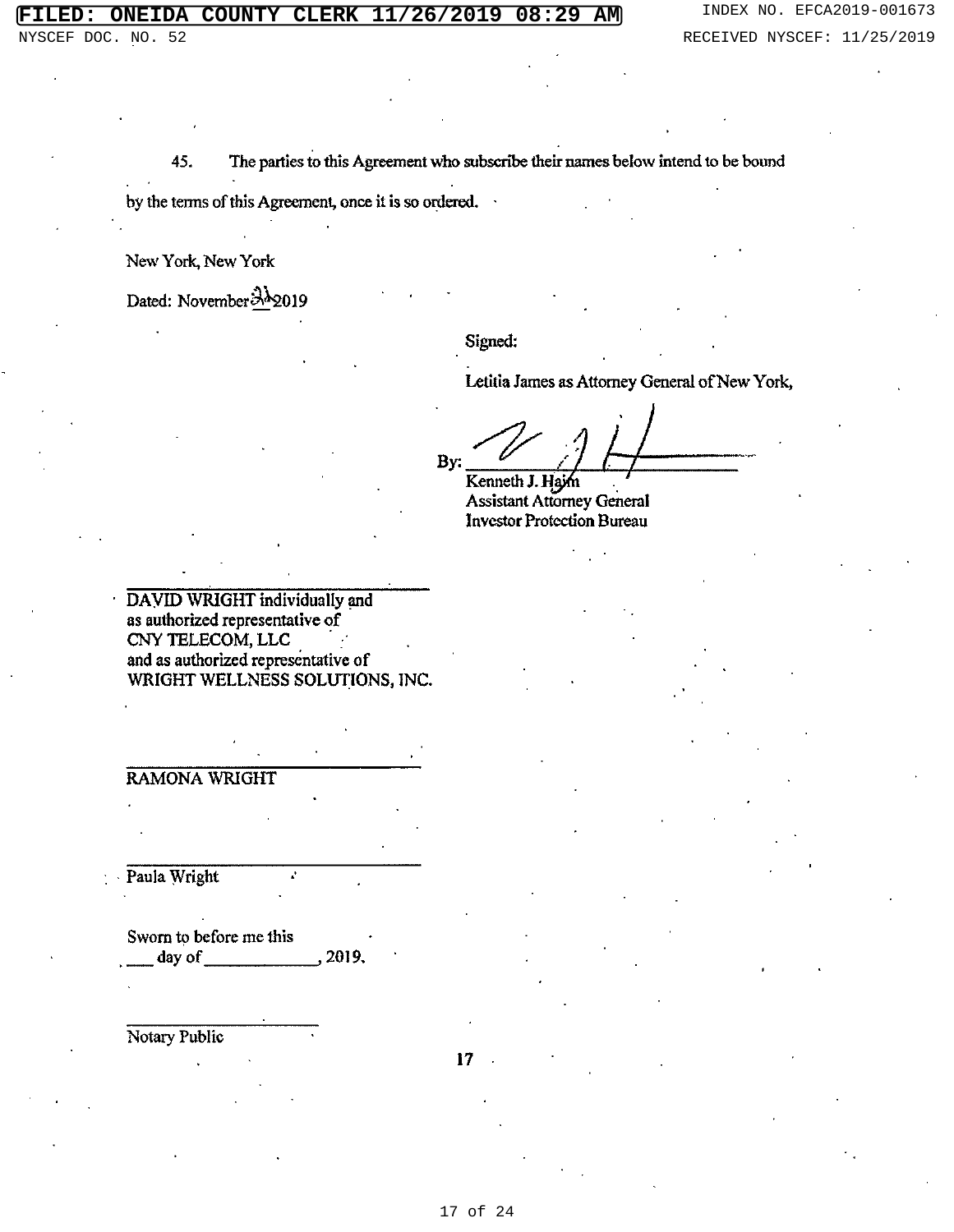45. The parties to this Agreement who subscribe their names below intend to be bound by the terms of this Agreement, once it is so ordered.

New York, New York

Dated: November 21 2019

Signed:

Letitia James as Attorney General of New York,

By: ______________________________
Kenneth J. Haim
Assistant Attorney General
Investor Protection Bureau

______________________________
DAVID WRIGHT individually and
as authorized representative of
CNY TELECOM, LLC
and as authorized representative of
WRIGHT WELLNESS SOLUTIONS, INC.

______________________________
RAMONA WRIGHT

______________________________
Paula Wright

Sworn to before me this
___ day of ____________, 2019.

______________________
Notary Public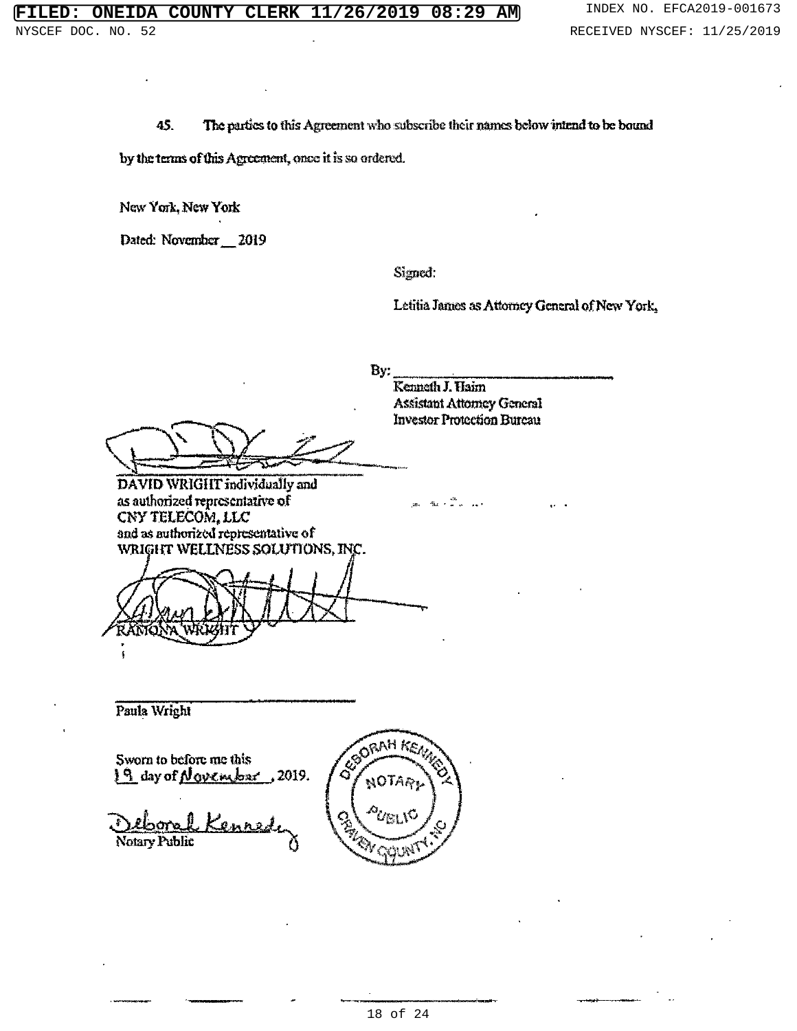45. The parties to this Agreement who subscribe their names below intend to be bound by the terms of this Agreement, once it is so ordered.

New York, New York

Dated: November __ 2019

Signed:

Letitia James as Attorney General of New York,

By: ______________________________
Kenneth J. Haim
Assistant Attorney General
Investor Protection Bureau

______________________________
DAVID WRIGHT individually and
as authorized representative of
CNY TELECOM, LLC
and as authorized representative of
WRIGHT WELLNESS SOLUTIONS, INC.

______________________________
RAMONA WRIGHT

______________________________
Paula Wright

Sworn to before me this
19 day of November, 2019.

Deborah Kennedy
Notary Public

DEBORAH KENNEDY
NOTARY
PUBLIC
CRAVEN COUNTY, NC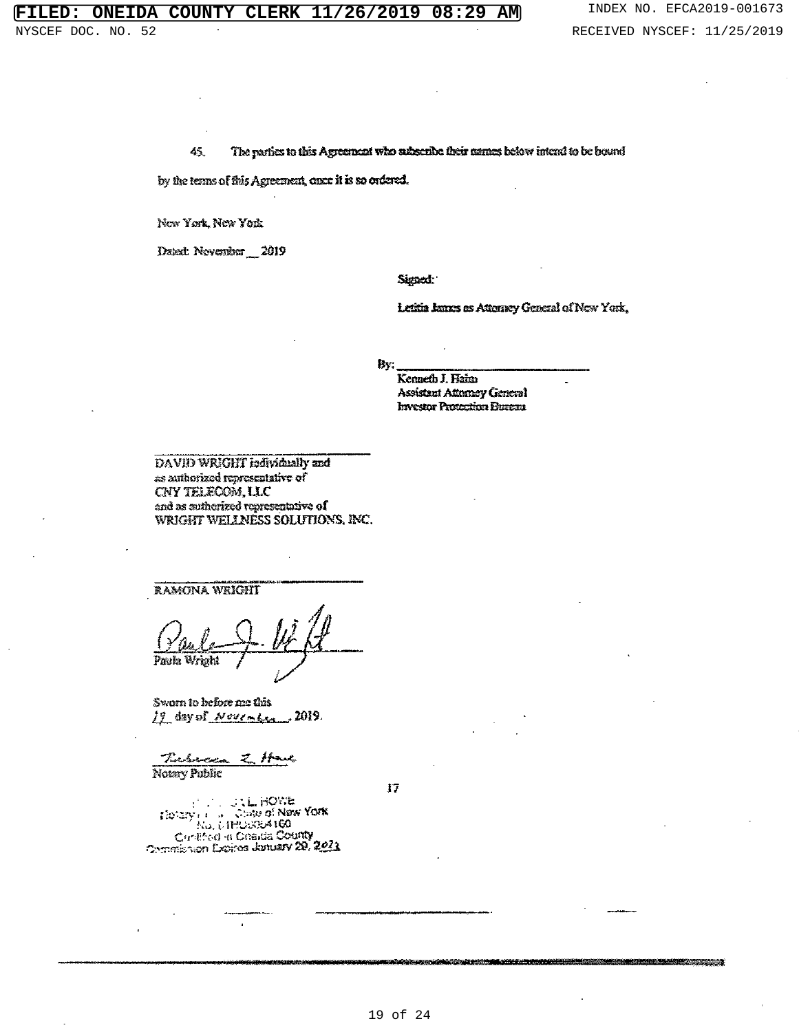45. The parties to this Agreement who subscribe their names below intend to be bound by the terms of this Agreement, once it is so ordered.

New York, New York

Dated: November __ 2019

Signed:

Letitia James as Attorney General of New York,

By: ______________________________
Kenneth J. Haim
Assistant Attorney General
Investor Protection Bureau

______________________________
DAVID WRIGHT individually and
as authorized representative of
CNY TELECOM, LLC
and as authorized representative of
WRIGHT WELLNESS SOLUTIONS, INC.

______________________________
RAMONA WRIGHT

______________________________
Paula Wright

Sworn to before me this
19 day of November, 2019.

______________________________
Notary Public

. . . L. HOWE
Notary . . . State of New York
No. 01HO6064160
Certified in Oneida County
Commission Expires January 29, 2023

17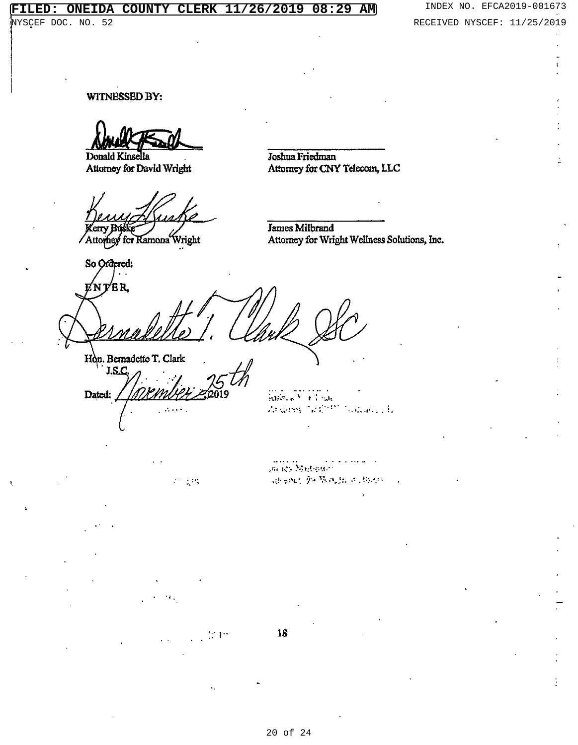**WITNESSED BY:**

| | |
|---|---|
| Donald Kinsella<br>Attorney for David Wright | Joshua Friedman<br>Attorney for CNY Telecom, LLC |
| Kerry Buske<br>Attorney for Ramona Wright | James Milbrand<br>Attorney for Wright Wellness Solutions, Inc. |

So Ordered:

ENTER,

Bernadette T. Clark JSC

Hon. Bernadette T. Clark
J.S.C.

Dated: November 25th, 2019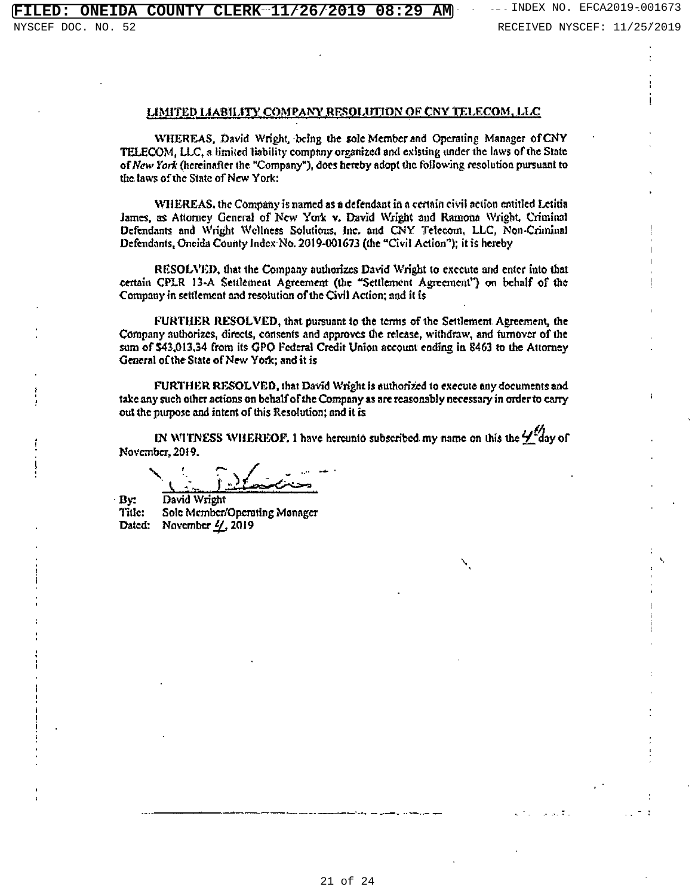## LIMITED LIABILITY COMPANY RESOLUTION OF CNY TELECOM, LLC

WHEREAS, David Wright, being the sole Member and Operating Manager of CNY TELECOM, LLC, a limited liability company organized and existing under the laws of the State of *New York* (hereinafter the "Company"), does hereby adopt the following resolution pursuant to the laws of the State of New York:

WHEREAS, the Company is named as a defendant in a certain civil action entitled Letitia James, as Attorney General of New York v. David Wright and Ramona Wright, Criminal Defendants and Wright Wellness Solutions, Inc. and CNY Telecom, LLC, Non-Criminal Defendants, Oneida County Index No. 2019-001673 (the "Civil Action"); it is hereby

RESOLVED, that the Company authorizes David Wright to execute and enter into that certain CPLR 13-A Settlement Agreement (the "Settlement Agreement") on behalf of the Company in settlement and resolution of the Civil Action; and it is

FURTHER RESOLVED, that pursuant to the terms of the Settlement Agreement, the Company authorizes, directs, consents and approves the release, withdraw, and turnover of the sum of $43,013.34 from its GPO Federal Credit Union account ending in 8463 to the Attorney General of the State of New York; and it is

FURTHER RESOLVED, that David Wright is authorized to execute any documents and take any such other actions on behalf of the Company as are reasonably necessary in order to carry out the purpose and intent of this Resolution; and it is

IN WITNESS WHEREOF, I have hereunto subscribed my name on this the 4th day of November, 2019.

By: David Wright
Title: Sole Member/Operating Manager
Dated: November 4, 2019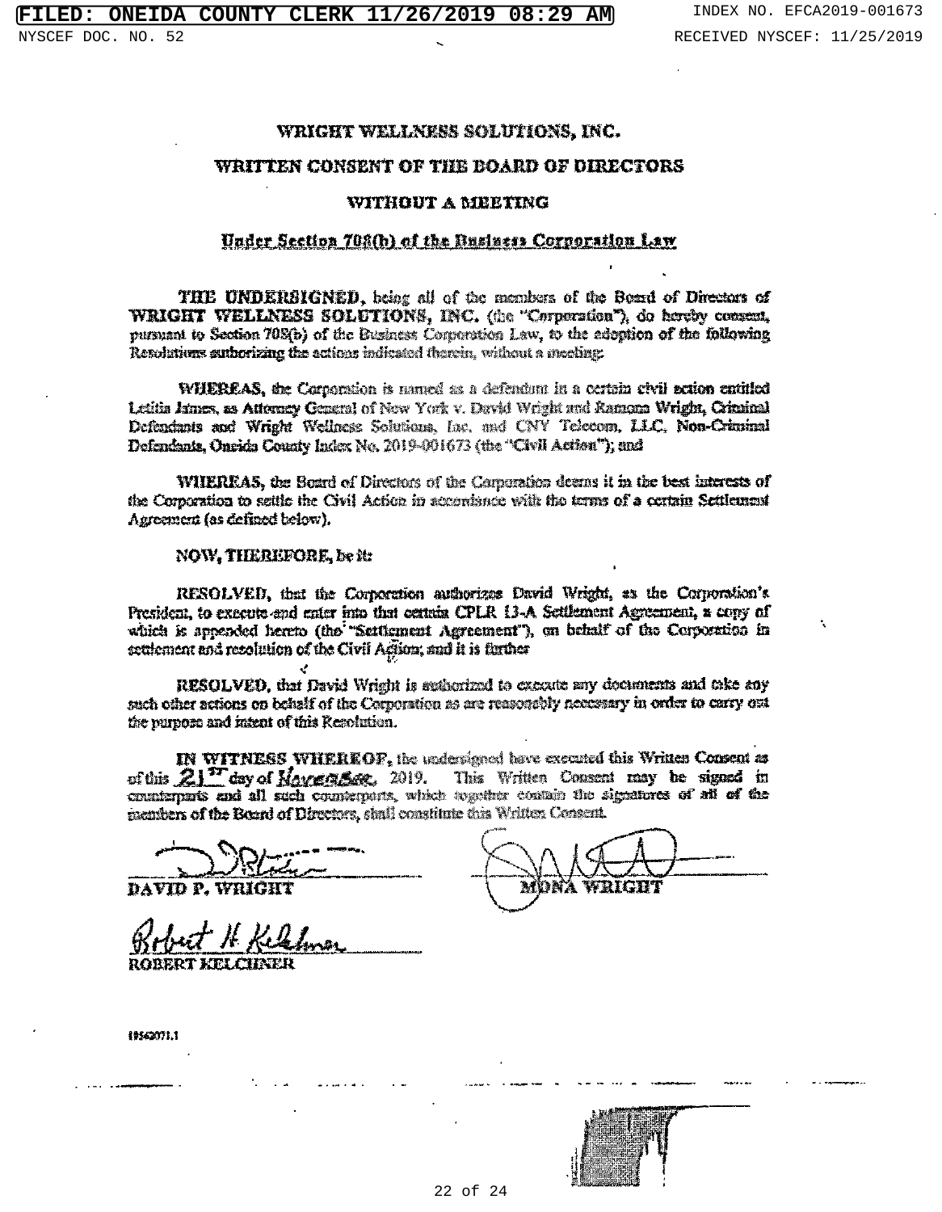# WRIGHT WELLNESS SOLUTIONS, INC.

## WRITTEN CONSENT OF THE BOARD OF DIRECTORS

## WITHOUT A MEETING

### Under Section 708(b) of the Business Corporation Law

**THE UNDERSIGNED**, being all of the members of the Board of Directors of **WRIGHT WELLNESS SOLUTIONS, INC.** (the "Corporation"), do hereby consent, pursuant to Section 708(b) of the Business Corporation Law, to the adoption of the following Resolutions authorizing the actions indicated therein, without a meeting:

**WHEREAS**, the Corporation is named as a defendant in a certain civil action entitled Letitia James, as Attorney General of New York v. David Wright and Ramona Wright, Criminal Defendants and Wright Wellness Solutions, Inc. and CNY Telecom, LLC, Non-Criminal Defendants, Oneida County Index No. 2019-001673 (the "Civil Action"); and

**WHEREAS**, the Board of Directors of the Corporation deems it in the best interests of the Corporation to settle the Civil Action in accordance with the terms of a certain Settlement Agreement (as defined below).

**NOW, THEREFORE, be it:**

**RESOLVED**, that the Corporation authorizes David Wright, as the Corporation's President, to execute and enter into that certain CPLR 13-A Settlement Agreement, a copy of which is appended hereto (the "Settlement Agreement"), on behalf of the Corporation in settlement and resolution of the Civil Action; and it is further

**RESOLVED**, that David Wright is authorized to execute any documents and take any such other actions on behalf of the Corporation as are reasonably necessary in order to carry out the purpose and intent of this Resolution.

**IN WITNESS WHEREOF**, the undersigned have executed this Written Consent as of this 21st day of November, 2019. This Written Consent may be signed in counterparts and all such counterparts, which together contain the signatures of all of the members of the Board of Directors, shall constitute this Written Consent.

_______________________
**DAVID P. WRIGHT**

_______________________
**MONA WRIGHT**

_______________________
**ROBERT KELCHNER**

19542071.1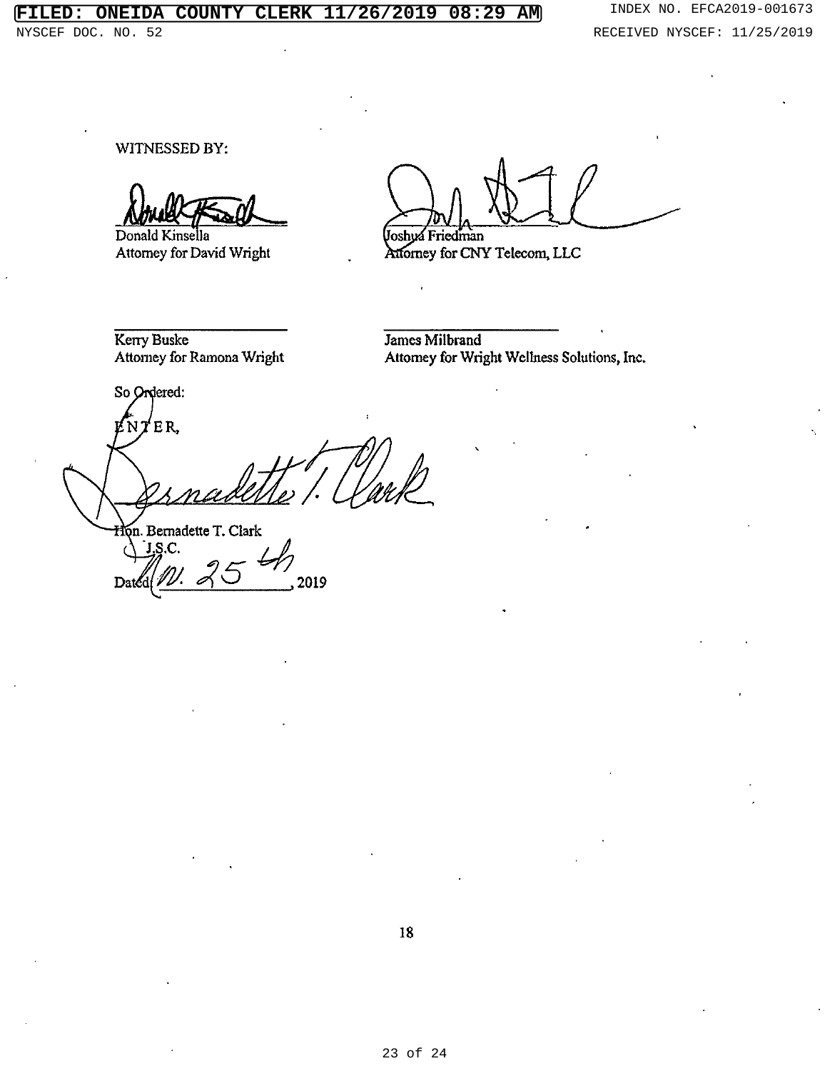WITNESSED BY:

Donald Kinsella
Attorney for David Wright

Joshua Friedman
Attorney for CNY Telecom, LLC

Kerry Buske
Attorney for Ramona Wright

James Milbrand
Attorney for Wright Wellness Solutions, Inc.

So Ordered:

ENTER,

Hon. Bernadette T. Clark
J.S.C.

Dated: Nov. 25th, 2019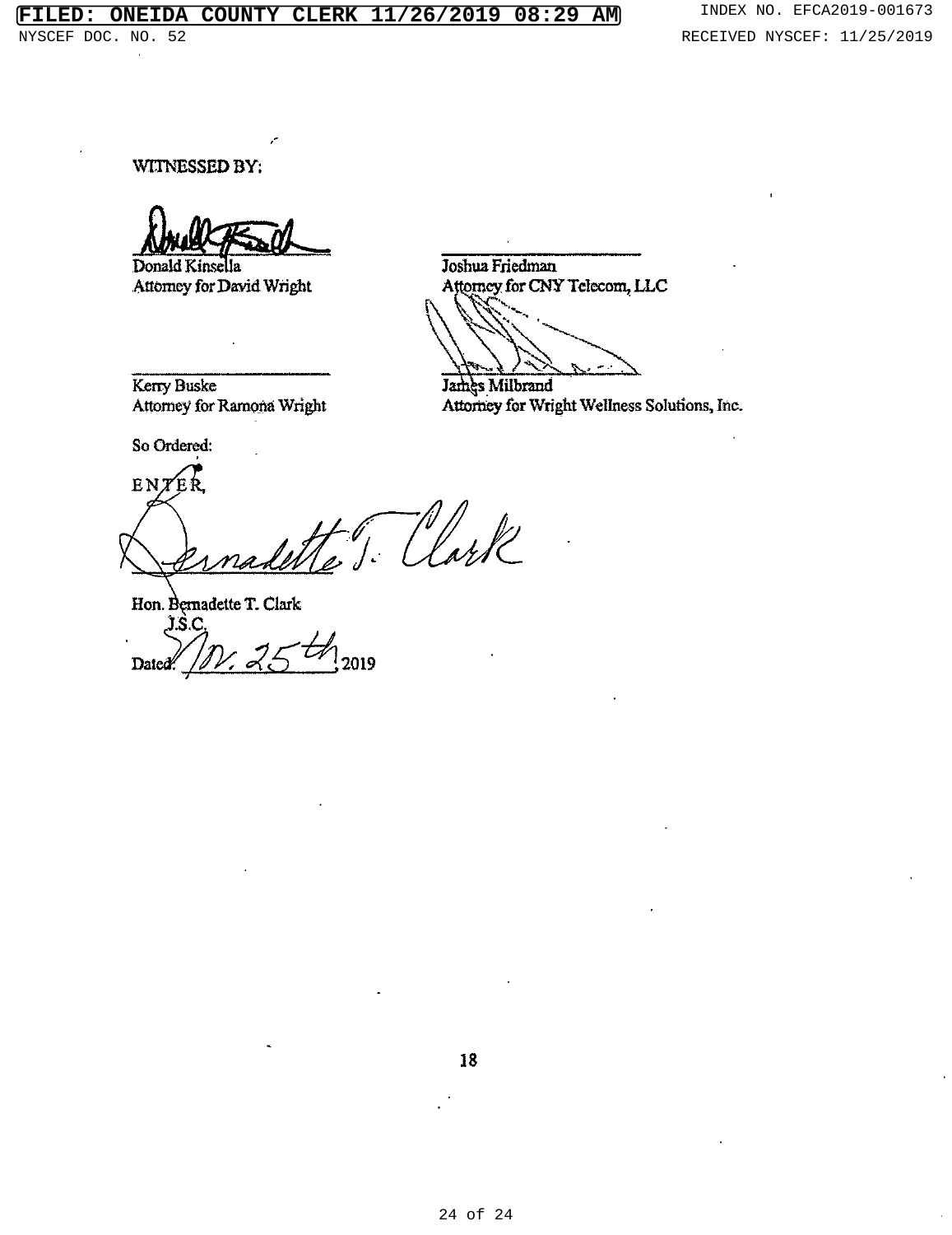WITNESSED BY:

Donald Kinsella
Attorney for David Wright

Joshua Friedman
Attorney for CNY Telecom, LLC

Kerry Buske
Attorney for Ramona Wright

James Milbrand
Attorney for Wright Wellness Solutions, Inc.

So Ordered:

ENTER,

Hon. Bernadette T. Clark
J.S.C.

Dated: Nov. 25th, 2019